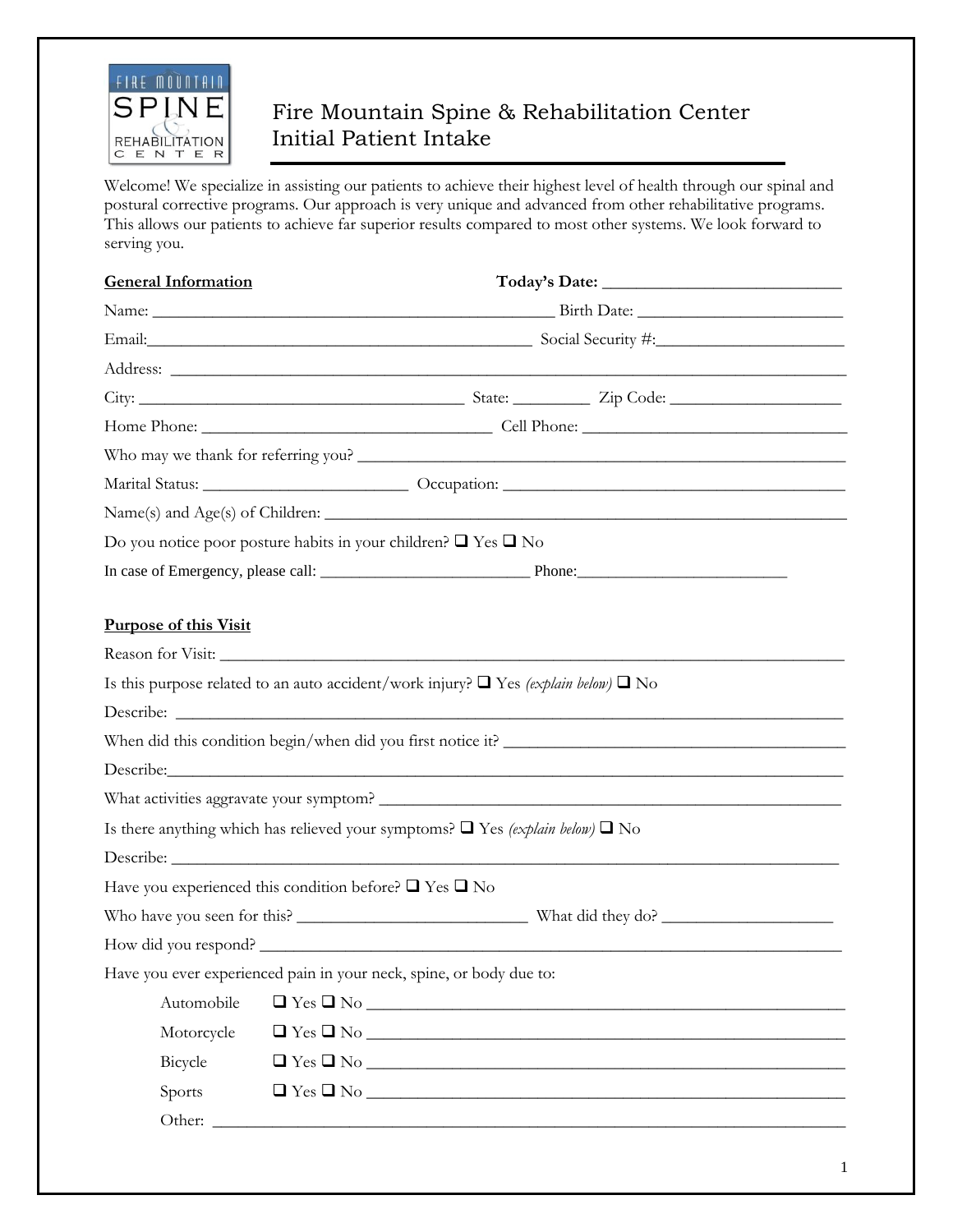# Fire Mountain Spine & Rehabilitation Center
## Initial Patient Intake

Welcome! We specialize in assisting our patients to achieve their highest level of health through our spinal and postural corrective programs. Our approach is very unique and advanced from other rehabilitative programs. This allows our patients to achieve far superior results compared to most other systems. We look forward to serving you.

**General Information** **Today's Date:** ___________________________

Name: _____________________________________________ Birth Date: _______________________

Email: ___________________________________________ Social Security #: ____________________

Address: ___________________________________________________________________________

City: ____________________________________ State: ________ Zip Code: ___________________

Home Phone: ________________________________ Cell Phone: ______________________________

Who may we thank for referring you? ____________________________________________________

Marital Status: _______________________ Occupation: _____________________________________

Name(s) and Age(s) of Children: _______________________________________________________

Do you notice poor posture habits in your children? ❑ Yes ❑ No

In case of Emergency, please call: ________________________ Phone: ________________________

**Purpose of this Visit**

Reason for Visit: ____________________________________________________________________

Is this purpose related to an auto accident/work injury? ❑ Yes *(explain below)* ❑ No

Describe: __________________________________________________________________________

When did this condition begin/when did you first notice it? __________________________________

Describe: __________________________________________________________________________

What activities aggravate your symptom? _______________________________________________

Is there anything which has relieved your symptoms? ❑ Yes *(explain below)* ❑ No

Describe: __________________________________________________________________________

Have you experienced this condition before? ❑ Yes ❑ No

Who have you seen for this? __________________________ What did they do? ___________________

How did you respond? ________________________________________________________________

Have you ever experienced pain in your neck, spine, or body due to:

Automobile ❑ Yes ❑ No ______________________________________________________

Motorcycle ❑ Yes ❑ No ______________________________________________________

Bicycle ❑ Yes ❑ No ______________________________________________________

Sports ❑ Yes ❑ No ______________________________________________________

Other: ______________________________________________________________________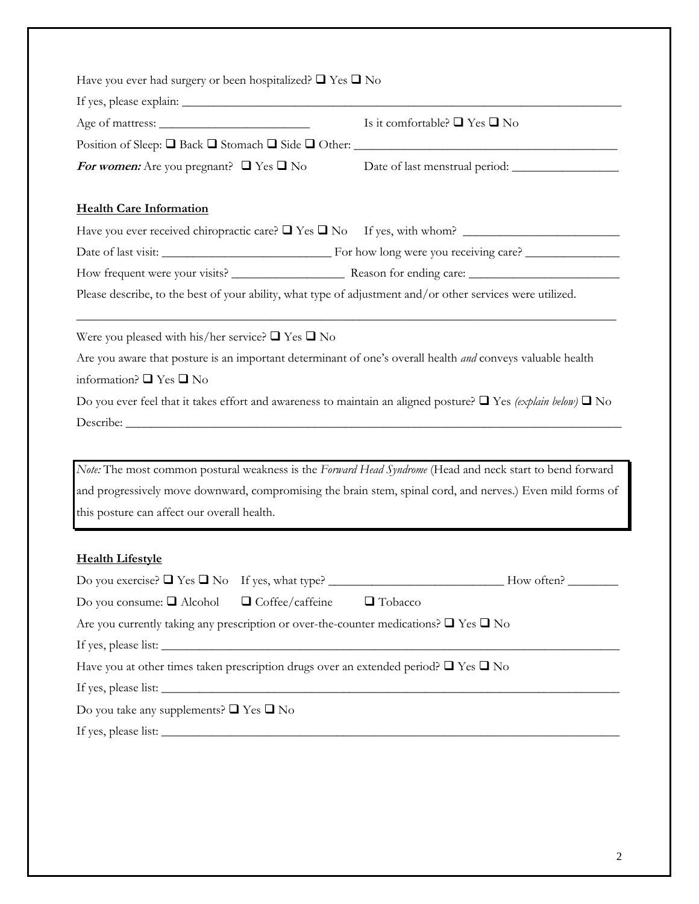Have you ever had surgery or been hospitalized? ❑ Yes ❑ No

If yes, please explain: ___________________________________________________________________

Age of mattress: ________________________ Is it comfortable? ❑ Yes ❑ No

Position of Sleep: ❑ Back ❑ Stomach ❑ Side ❑ Other: __________________________________________

***For women:*** Are you pregnant? ❑ Yes ❑ No Date of last menstrual period: _________________

**Health Care Information**

Have you ever received chiropractic care? ❑ Yes ❑ No If yes, with whom? _________________________

Date of last visit: ___________________________ For how long were you receiving care? _______________

How frequent were your visits? __________________ Reason for ending care: ________________________

Please describe, to the best of your ability, what type of adjustment and/or other services were utilized.

______________________________________________________________________________________

Were you pleased with his/her service? ❑ Yes ❑ No

Are you aware that posture is an important determinant of one's overall health *and* conveys valuable health information? ❑ Yes ❑ No

Do you ever feel that it takes effort and awareness to maintain an aligned posture? ❑ Yes *(explain below)* ❑ No

Describe: ______________________________________________________________________________

> *Note:* The most common postural weakness is the *Forward Head Syndrome* (Head and neck start to bend forward and progressively move downward, compromising the brain stem, spinal cord, and nerves.) Even mild forms of this posture can affect our overall health.

**Health Lifestyle**

Do you exercise? ❑ Yes ❑ No If yes, what type? ____________________________ How often? ________

Do you consume: ❑ Alcohol ❑ Coffee/caffeine ❑ Tobacco

Are you currently taking any prescription or over-the-counter medications? ❑ Yes ❑ No

If yes, please list: ______________________________________________________________________

Have you at other times taken prescription drugs over an extended period? ❑ Yes ❑ No

If yes, please list: ______________________________________________________________________

Do you take any supplements? ❑ Yes ❑ No

If yes, please list: ______________________________________________________________________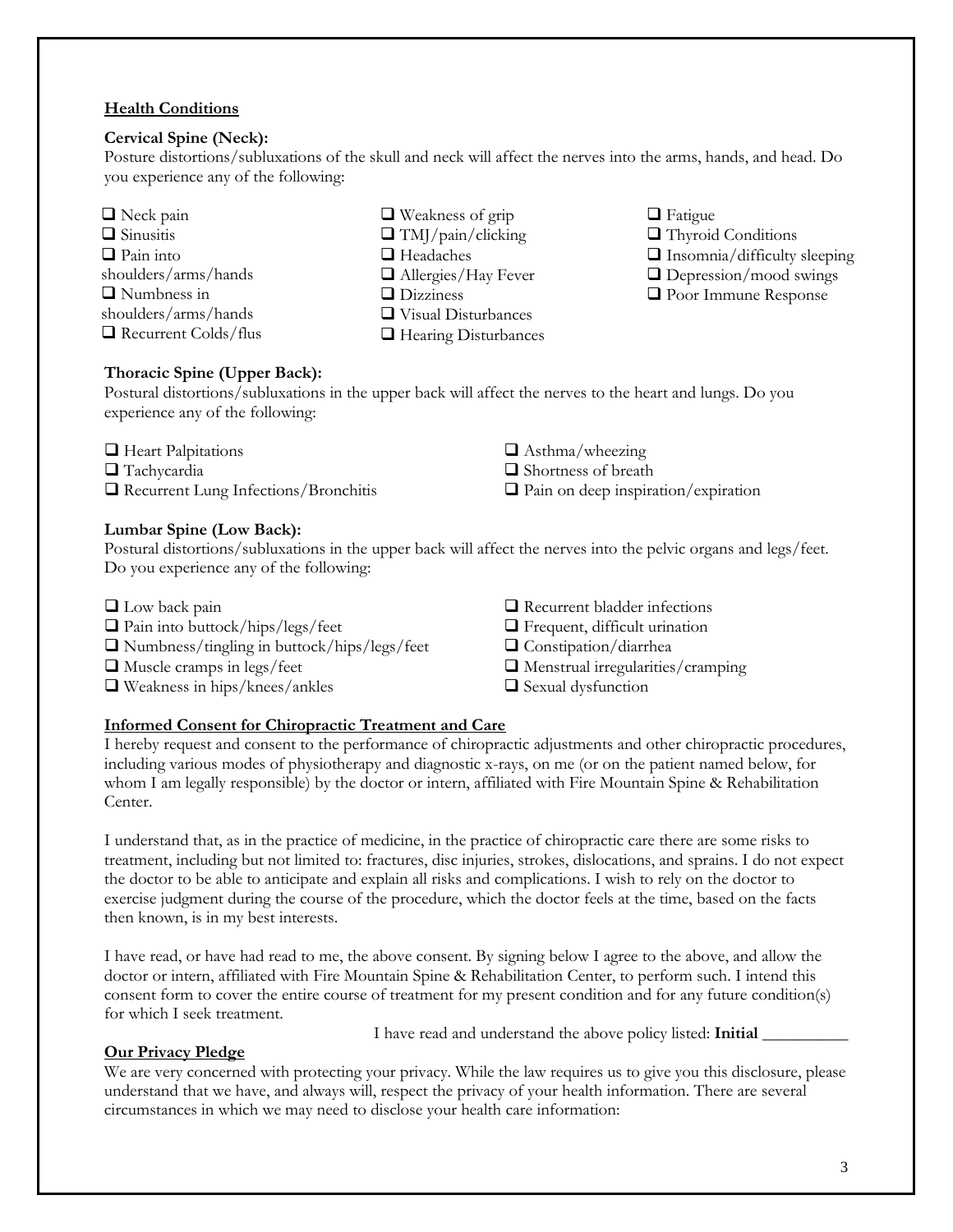## Health Conditions

**Cervical Spine (Neck):**
Posture distortions/subluxations of the skull and neck will affect the nerves into the arms, hands, and head. Do you experience any of the following:

- ❑ Neck pain
- ❑ Sinusitis
- ❑ Pain into shoulders/arms/hands
- ❑ Numbness in shoulders/arms/hands
- ❑ Recurrent Colds/flus
- ❑ Weakness of grip
- ❑ TMJ/pain/clicking
- ❑ Headaches
- ❑ Allergies/Hay Fever
- ❑ Dizziness
- ❑ Visual Disturbances
- ❑ Hearing Disturbances
- ❑ Fatigue
- ❑ Thyroid Conditions
- ❑ Insomnia/difficulty sleeping
- ❑ Depression/mood swings
- ❑ Poor Immune Response

**Thoracic Spine (Upper Back):**
Postural distortions/subluxations in the upper back will affect the nerves to the heart and lungs. Do you experience any of the following:

- ❑ Heart Palpitations
- ❑ Tachycardia
- ❑ Recurrent Lung Infections/Bronchitis
- ❑ Asthma/wheezing
- ❑ Shortness of breath
- ❑ Pain on deep inspiration/expiration

**Lumbar Spine (Low Back):**
Postural distortions/subluxations in the upper back will affect the nerves into the pelvic organs and legs/feet. Do you experience any of the following:

- ❑ Low back pain
- ❑ Pain into buttock/hips/legs/feet
- ❑ Numbness/tingling in buttock/hips/legs/feet
- ❑ Muscle cramps in legs/feet
- ❑ Weakness in hips/knees/ankles
- ❑ Recurrent bladder infections
- ❑ Frequent, difficult urination
- ❑ Constipation/diarrhea
- ❑ Menstrual irregularities/cramping
- ❑ Sexual dysfunction

## Informed Consent for Chiropractic Treatment and Care

I hereby request and consent to the performance of chiropractic adjustments and other chiropractic procedures, including various modes of physiotherapy and diagnostic x-rays, on me (or on the patient named below, for whom I am legally responsible) by the doctor or intern, affiliated with Fire Mountain Spine & Rehabilitation Center.

I understand that, as in the practice of medicine, in the practice of chiropractic care there are some risks to treatment, including but not limited to: fractures, disc injuries, strokes, dislocations, and sprains. I do not expect the doctor to be able to anticipate and explain all risks and complications. I wish to rely on the doctor to exercise judgment during the course of the procedure, which the doctor feels at the time, based on the facts then known, is in my best interests.

I have read, or have had read to me, the above consent. By signing below I agree to the above, and allow the doctor or intern, affiliated with Fire Mountain Spine & Rehabilitation Center, to perform such. I intend this consent form to cover the entire course of treatment for my present condition and for any future condition(s) for which I seek treatment.

I have read and understand the above policy listed: **Initial** __________

## Our Privacy Pledge

We are very concerned with protecting your privacy. While the law requires us to give you this disclosure, please understand that we have, and always will, respect the privacy of your health information. There are several circumstances in which we may need to disclose your health care information: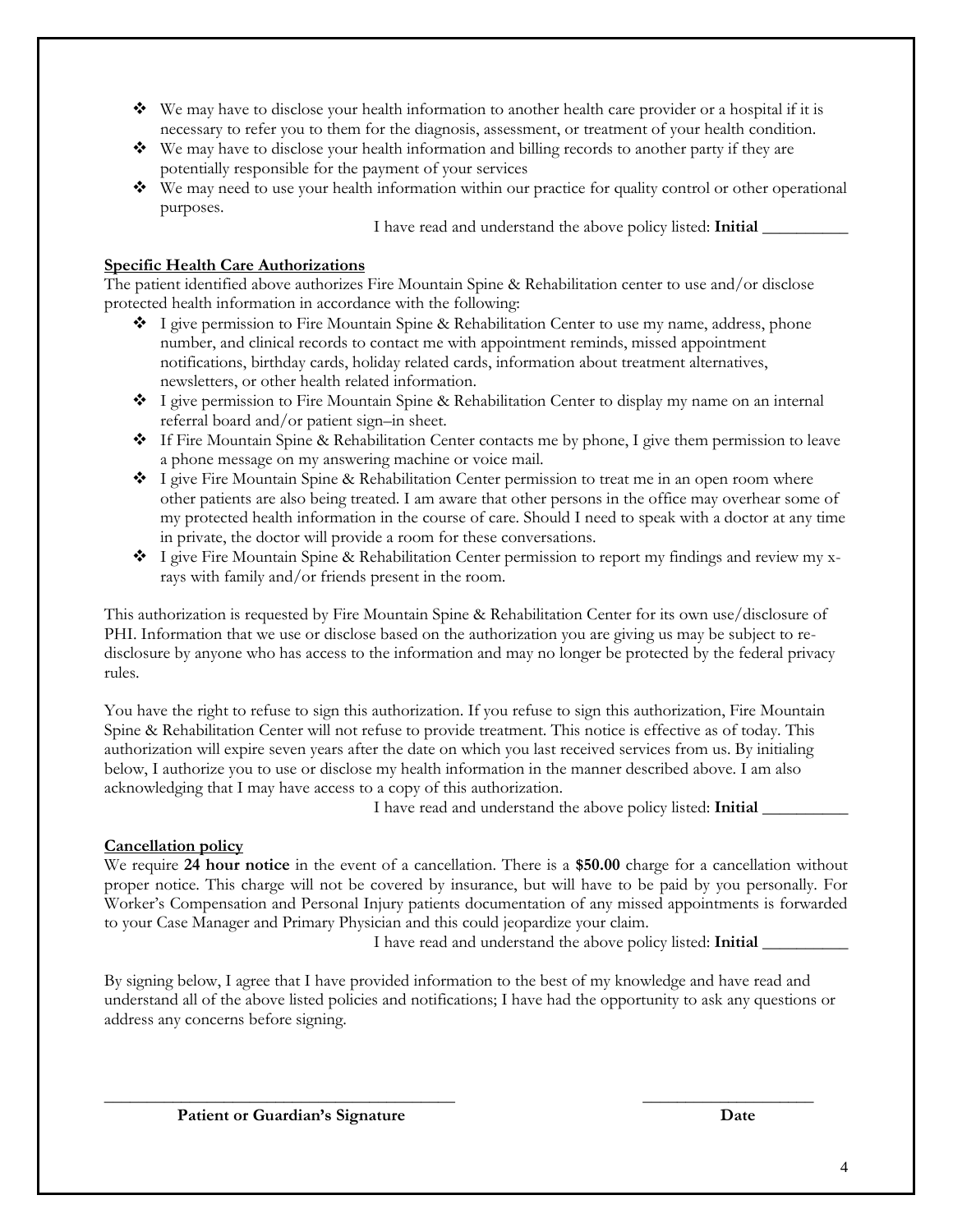- We may have to disclose your health information to another health care provider or a hospital if it is necessary to refer you to them for the diagnosis, assessment, or treatment of your health condition.
- We may have to disclose your health information and billing records to another party if they are potentially responsible for the payment of your services
- We may need to use your health information within our practice for quality control or other operational purposes.

I have read and understand the above policy listed: **Initial** __________

**Specific Health Care Authorizations**

The patient identified above authorizes Fire Mountain Spine & Rehabilitation center to use and/or disclose protected health information in accordance with the following:

- I give permission to Fire Mountain Spine & Rehabilitation Center to use my name, address, phone number, and clinical records to contact me with appointment reminds, missed appointment notifications, birthday cards, holiday related cards, information about treatment alternatives, newsletters, or other health related information.
- I give permission to Fire Mountain Spine & Rehabilitation Center to display my name on an internal referral board and/or patient sign–in sheet.
- If Fire Mountain Spine & Rehabilitation Center contacts me by phone, I give them permission to leave a phone message on my answering machine or voice mail.
- I give Fire Mountain Spine & Rehabilitation Center permission to treat me in an open room where other patients are also being treated. I am aware that other persons in the office may overhear some of my protected health information in the course of care. Should I need to speak with a doctor at any time in private, the doctor will provide a room for these conversations.
- I give Fire Mountain Spine & Rehabilitation Center permission to report my findings and review my x-rays with family and/or friends present in the room.

This authorization is requested by Fire Mountain Spine & Rehabilitation Center for its own use/disclosure of PHI. Information that we use or disclose based on the authorization you are giving us may be subject to re-disclosure by anyone who has access to the information and may no longer be protected by the federal privacy rules.

You have the right to refuse to sign this authorization. If you refuse to sign this authorization, Fire Mountain Spine & Rehabilitation Center will not refuse to provide treatment. This notice is effective as of today. This authorization will expire seven years after the date on which you last received services from us. By initialing below, I authorize you to use or disclose my health information in the manner described above. I am also acknowledging that I may have access to a copy of this authorization.

I have read and understand the above policy listed: **Initial** __________

**Cancellation policy**

We require **24 hour notice** in the event of a cancellation. There is a **$50.00** charge for a cancellation without proper notice. This charge will not be covered by insurance, but will have to be paid by you personally. For Worker's Compensation and Personal Injury patients documentation of any missed appointments is forwarded to your Case Manager and Primary Physician and this could jeopardize your claim.

I have read and understand the above policy listed: **Initial** __________

By signing below, I agree that I have provided information to the best of my knowledge and have read and understand all of the above listed policies and notifications; I have had the opportunity to ask any questions or address any concerns before signing.

____________________________________________ ____________________

**Patient or Guardian's Signature** **Date**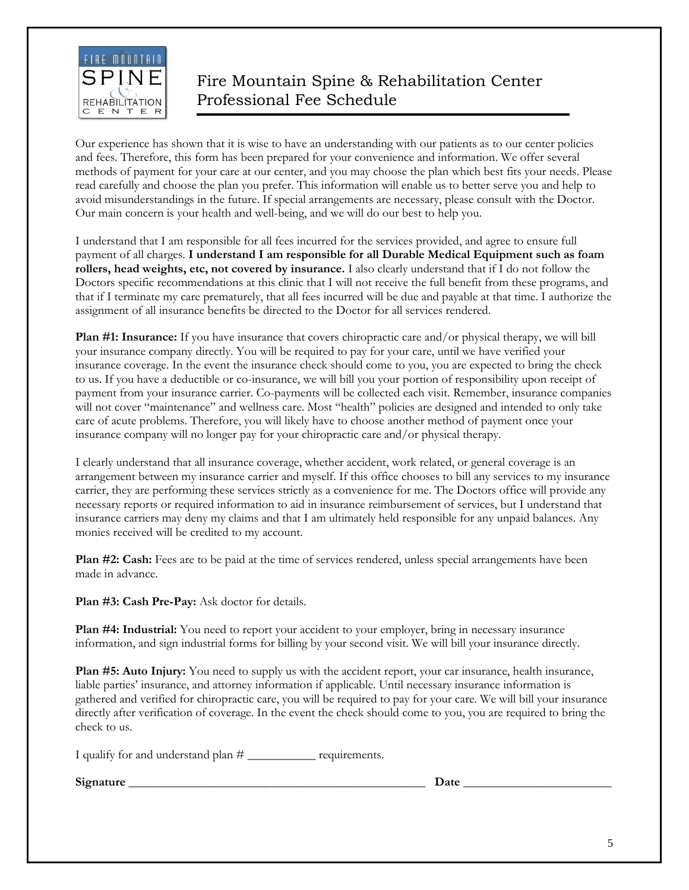# Fire Mountain Spine & Rehabilitation Center Professional Fee Schedule

Our experience has shown that it is wise to have an understanding with our patients as to our center policies and fees. Therefore, this form has been prepared for your convenience and information. We offer several methods of payment for your care at our center, and you may choose the plan which best fits your needs. Please read carefully and choose the plan you prefer. This information will enable us to better serve you and help to avoid misunderstandings in the future. If special arrangements are necessary, please consult with the Doctor. Our main concern is your health and well-being, and we will do our best to help you.

I understand that I am responsible for all fees incurred for the services provided, and agree to ensure full payment of all charges. **I understand I am responsible for all Durable Medical Equipment such as foam rollers, head weights, etc, not covered by insurance.** I also clearly understand that if I do not follow the Doctors specific recommendations at this clinic that I will not receive the full benefit from these programs, and that if I terminate my care prematurely, that all fees incurred will be due and payable at that time. I authorize the assignment of all insurance benefits be directed to the Doctor for all services rendered.

**Plan #1: Insurance:** If you have insurance that covers chiropractic care and/or physical therapy, we will bill your insurance company directly. You will be required to pay for your care, until we have verified your insurance coverage. In the event the insurance check should come to you, you are expected to bring the check to us. If you have a deductible or co-insurance, we will bill you your portion of responsibility upon receipt of payment from your insurance carrier. Co-payments will be collected each visit. Remember, insurance companies will not cover "maintenance" and wellness care. Most "health" policies are designed and intended to only take care of acute problems. Therefore, you will likely have to choose another method of payment once your insurance company will no longer pay for your chiropractic care and/or physical therapy.

I clearly understand that all insurance coverage, whether accident, work related, or general coverage is an arrangement between my insurance carrier and myself. If this office chooses to bill any services to my insurance carrier, they are performing these services strictly as a convenience for me. The Doctors office will provide any necessary reports or required information to aid in insurance reimbursement of services, but I understand that insurance carriers may deny my claims and that I am ultimately held responsible for any unpaid balances. Any monies received will be credited to my account.

**Plan #2: Cash:** Fees are to be paid at the time of services rendered, unless special arrangements have been made in advance.

**Plan #3: Cash Pre-Pay:** Ask doctor for details.

**Plan #4: Industrial:** You need to report your accident to your employer, bring in necessary insurance information, and sign industrial forms for billing by your second visit. We will bill your insurance directly.

**Plan #5: Auto Injury:** You need to supply us with the accident report, your car insurance, health insurance, liable parties' insurance, and attorney information if applicable. Until necessary insurance information is gathered and verified for chiropractic care, you will be required to pay for your care. We will bill your insurance directly after verification of coverage. In the event the check should come to you, you are required to bring the check to us.

I qualify for and understand plan # ___________ requirements.

**Signature** _________________________________________________ **Date** ________________________